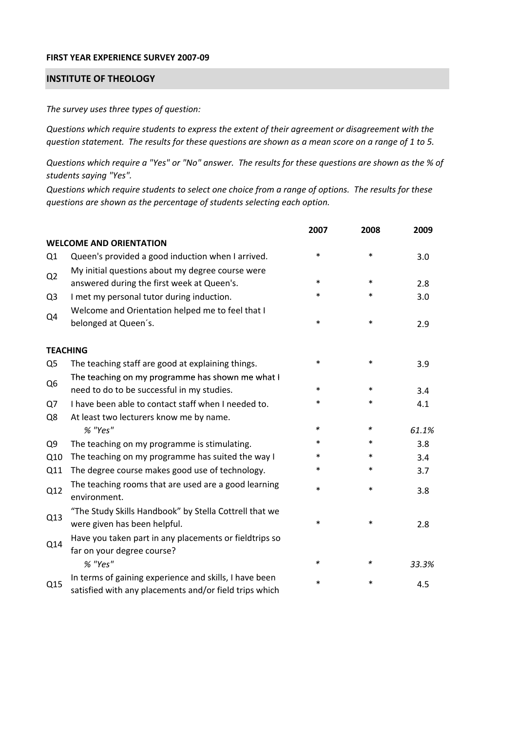**FIRST YEAR EXPERIENCE SURVEY 2007-09**

## INSTITUTE OF THEOLOGY

*The survey uses three types of question:*

*Questions which require students to express the extent of their agreement or disagreement with the question statement. The results for these questions are shown as a mean score on a range of 1 to 5.*

*Questions which require a "Yes" or "No" answer. The results for these questions are shown as the % of students saying "Yes".*

*Questions which require students to select one choice from a range of options. The results for these questions are shown as the percentage of students selecting each option.*

| | | 2007 | 2008 | 2009 |
|---|---|---|---|---|
| **WELCOME AND ORIENTATION** | | | | |
| Q1 | Queen's provided a good induction when I arrived. | * | * | 3.0 |
| Q2 | My initial questions about my degree course were answered during the first week at Queen's. | * | * | 2.8 |
| Q3 | I met my personal tutor during induction. | * | * | 3.0 |
| Q4 | Welcome and Orientation helped me to feel that I belonged at Queen´s. | * | * | 2.9 |
| **TEACHING** | | | | |
| Q5 | The teaching staff are good at explaining things. | * | * | 3.9 |
| Q6 | The teaching on my programme has shown me what I need to do to be successful in my studies. | * | * | 3.4 |
| Q7 | I have been able to contact staff when I needed to. | * | * | 4.1 |
| Q8 | At least two lecturers know me by name. | | | |
| | *% "Yes"* | * | * | *61.1%* |
| Q9 | The teaching on my programme is stimulating. | * | * | 3.8 |
| Q10 | The teaching on my programme has suited the way I | * | * | 3.4 |
| Q11 | The degree course makes good use of technology. | * | * | 3.7 |
| Q12 | The teaching rooms that are used are a good learning environment. | * | * | 3.8 |
| Q13 | "The Study Skills Handbook" by Stella Cottrell that we were given has been helpful. | * | * | 2.8 |
| Q14 | Have you taken part in any placements or fieldtrips so far on your degree course? | | | |
| | *% "Yes"* | * | * | *33.3%* |
| Q15 | In terms of gaining experience and skills, I have been satisfied with any placements and/or field trips which | * | * | 4.5 |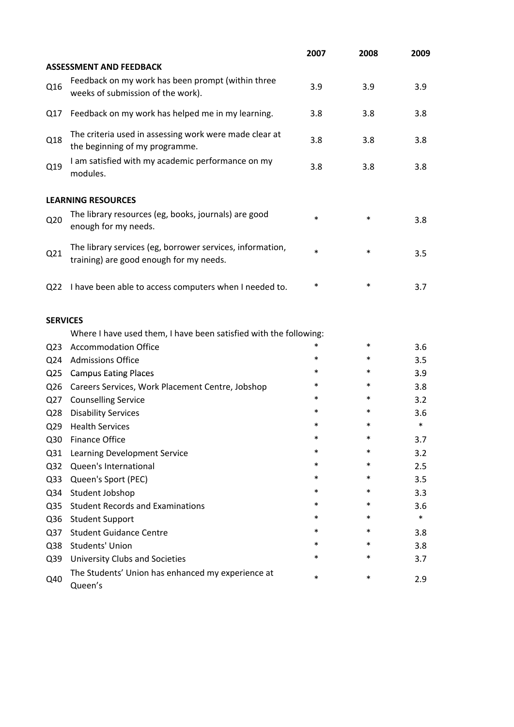| | | 2007 | 2008 | 2009 |
|---|---|---|---|---|
| **ASSESSMENT AND FEEDBACK** | | | | |
| Q16 | Feedback on my work has been prompt (within three weeks of submission of the work). | 3.9 | 3.9 | 3.9 |
| Q17 | Feedback on my work has helped me in my learning. | 3.8 | 3.8 | 3.8 |
| Q18 | The criteria used in assessing work were made clear at the beginning of my programme. | 3.8 | 3.8 | 3.8 |
| Q19 | I am satisfied with my academic performance on my modules. | 3.8 | 3.8 | 3.8 |
| **LEARNING RESOURCES** | | | | |
| Q20 | The library resources (eg, books, journals) are good enough for my needs. | * | * | 3.8 |
| Q21 | The library services (eg, borrower services, information, training) are good enough for my needs. | * | * | 3.5 |
| Q22 | I have been able to access computers when I needed to. | * | * | 3.7 |
| **SERVICES** | | | | |
| | Where I have used them, I have been satisfied with the following: | | | |
| Q23 | Accommodation Office | * | * | 3.6 |
| Q24 | Admissions Office | * | * | 3.5 |
| Q25 | Campus Eating Places | * | * | 3.9 |
| Q26 | Careers Services, Work Placement Centre, Jobshop | * | * | 3.8 |
| Q27 | Counselling Service | * | * | 3.2 |
| Q28 | Disability Services | * | * | 3.6 |
| Q29 | Health Services | * | * | * |
| Q30 | Finance Office | * | * | 3.7 |
| Q31 | Learning Development Service | * | * | 3.2 |
| Q32 | Queen's International | * | * | 2.5 |
| Q33 | Queen's Sport (PEC) | * | * | 3.5 |
| Q34 | Student Jobshop | * | * | 3.3 |
| Q35 | Student Records and Examinations | * | * | 3.6 |
| Q36 | Student Support | * | * | * |
| Q37 | Student Guidance Centre | * | * | 3.8 |
| Q38 | Students' Union | * | * | 3.8 |
| Q39 | University Clubs and Societies | * | * | 3.7 |
| Q40 | The Students' Union has enhanced my experience at Queen's | * | * | 2.9 |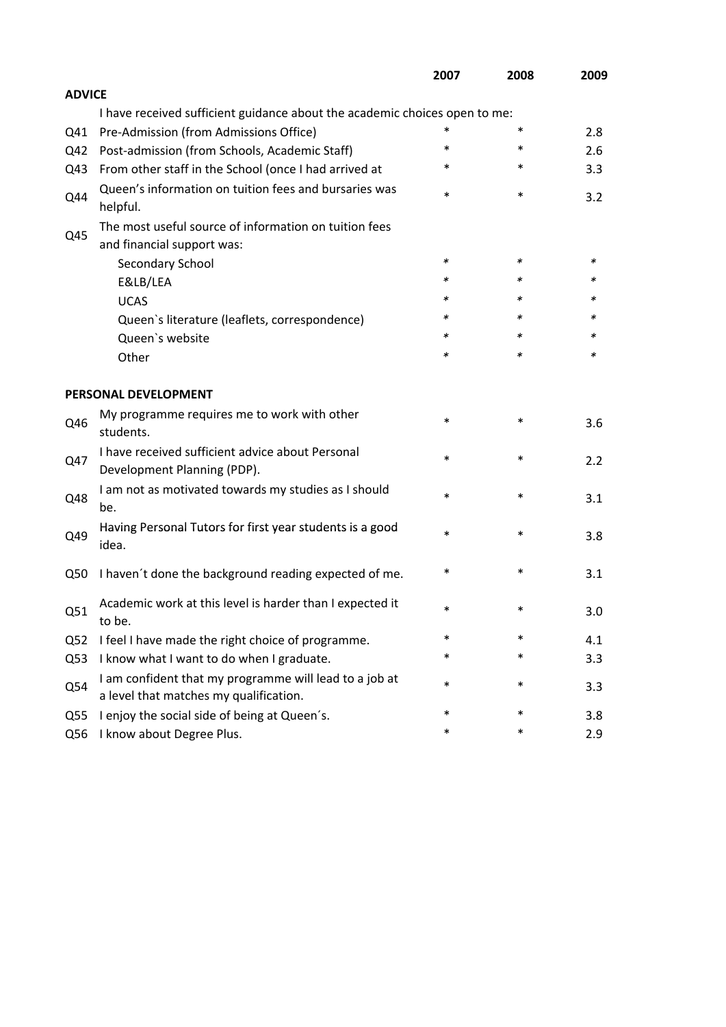| | | 2007 | 2008 | 2009 |
|---|---|---|---|---|
| **ADVICE** | | | | |
| | I have received sufficient guidance about the academic choices open to me: | | | |
| Q41 | Pre-Admission (from Admissions Office) | * | * | 2.8 |
| Q42 | Post-admission (from Schools, Academic Staff) | * | * | 2.6 |
| Q43 | From other staff in the School (once I had arrived at | * | * | 3.3 |
| Q44 | Queen's information on tuition fees and bursaries was helpful. | * | * | 3.2 |
| Q45 | The most useful source of information on tuition fees and financial support was: | | | |
| | Secondary School | * | * | * |
| | E&LB/LEA | * | * | * |
| | UCAS | * | * | * |
| | Queen`s literature (leaflets, correspondence) | * | * | * |
| | Queen`s website | * | * | * |
| | Other | * | * | * |
| **PERSONAL DEVELOPMENT** | | | | |
| Q46 | My programme requires me to work with other students. | * | * | 3.6 |
| Q47 | I have received sufficient advice about Personal Development Planning (PDP). | * | * | 2.2 |
| Q48 | I am not as motivated towards my studies as I should be. | * | * | 3.1 |
| Q49 | Having Personal Tutors for first year students is a good idea. | * | * | 3.8 |
| Q50 | I haven´t done the background reading expected of me. | * | * | 3.1 |
| Q51 | Academic work at this level is harder than I expected it to be. | * | * | 3.0 |
| Q52 | I feel I have made the right choice of programme. | * | * | 4.1 |
| Q53 | I know what I want to do when I graduate. | * | * | 3.3 |
| Q54 | I am confident that my programme will lead to a job at a level that matches my qualification. | * | * | 3.3 |
| Q55 | I enjoy the social side of being at Queen´s. | * | * | 3.8 |
| Q56 | I know about Degree Plus. | * | * | 2.9 |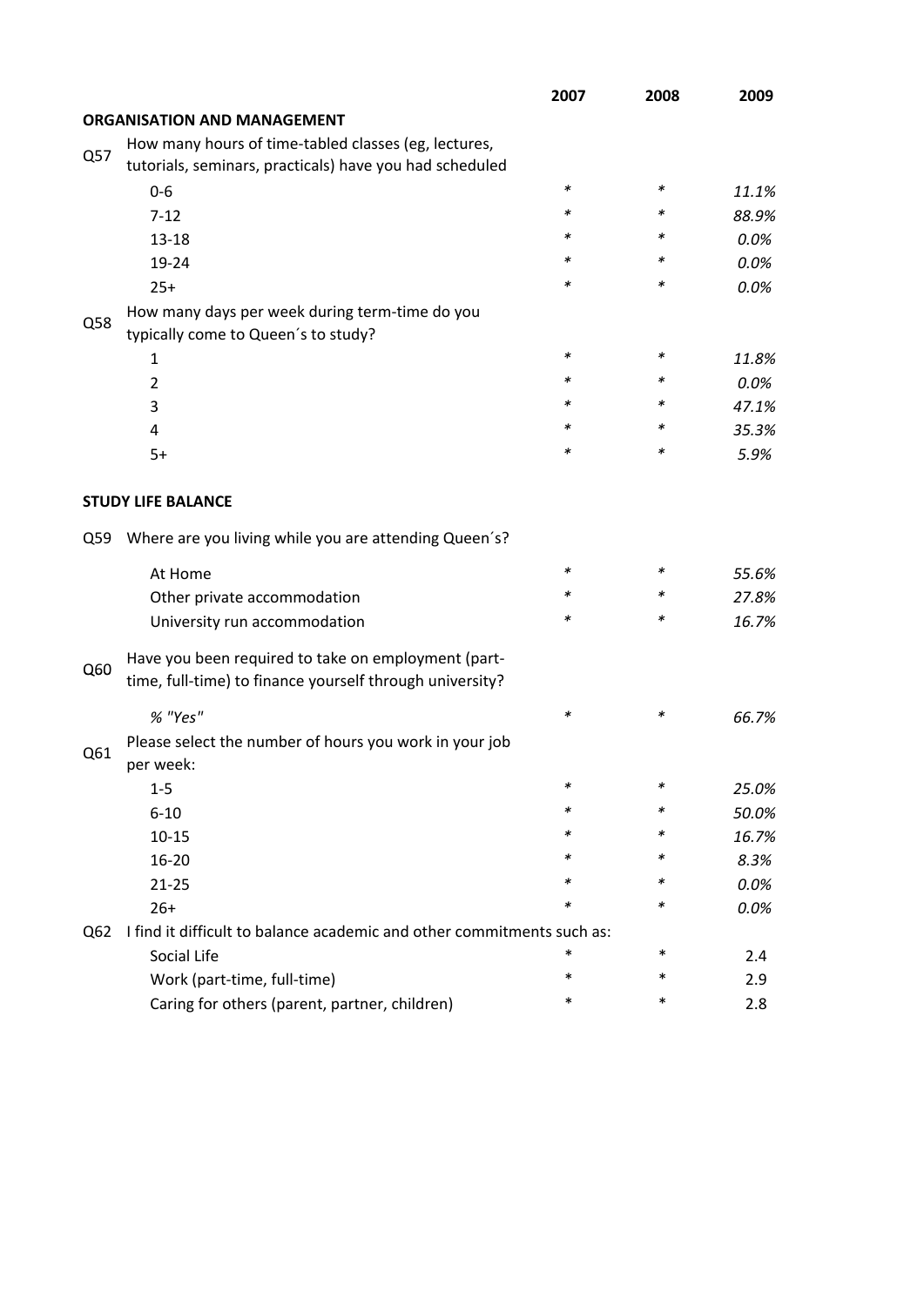| | | 2007 | 2008 | 2009 |
|---|---|---|---|---|
| | **ORGANISATION AND MANAGEMENT** | | | |
| Q57 | How many hours of time-tabled classes (eg, lectures, tutorials, seminars, practicals) have you had scheduled | | | |
| | 0-6 | * | * | *11.1%* |
| | 7-12 | * | * | *88.9%* |
| | 13-18 | * | * | *0.0%* |
| | 19-24 | * | * | *0.0%* |
| | 25+ | * | * | *0.0%* |
| Q58 | How many days per week during term-time do you typically come to Queen´s to study? | | | |
| | 1 | * | * | *11.8%* |
| | 2 | * | * | *0.0%* |
| | 3 | * | * | *47.1%* |
| | 4 | * | * | *35.3%* |
| | 5+ | * | * | *5.9%* |
| | **STUDY LIFE BALANCE** | | | |
| Q59 | Where are you living while you are attending Queen´s? | | | |
| | At Home | * | * | *55.6%* |
| | Other private accommodation | * | * | *27.8%* |
| | University run accommodation | * | * | *16.7%* |
| Q60 | Have you been required to take on employment (part-time, full-time) to finance yourself through university? | | | |
| | *% "Yes"* | * | * | *66.7%* |
| Q61 | Please select the number of hours you work in your job per week: | | | |
| | 1-5 | * | * | *25.0%* |
| | 6-10 | * | * | *50.0%* |
| | 10-15 | * | * | *16.7%* |
| | 16-20 | * | * | *8.3%* |
| | 21-25 | * | * | *0.0%* |
| | 26+ | * | * | *0.0%* |
| Q62 | I find it difficult to balance academic and other commitments such as: | | | |
| | Social Life | * | * | 2.4 |
| | Work (part-time, full-time) | * | * | 2.9 |
| | Caring for others (parent, partner, children) | * | * | 2.8 |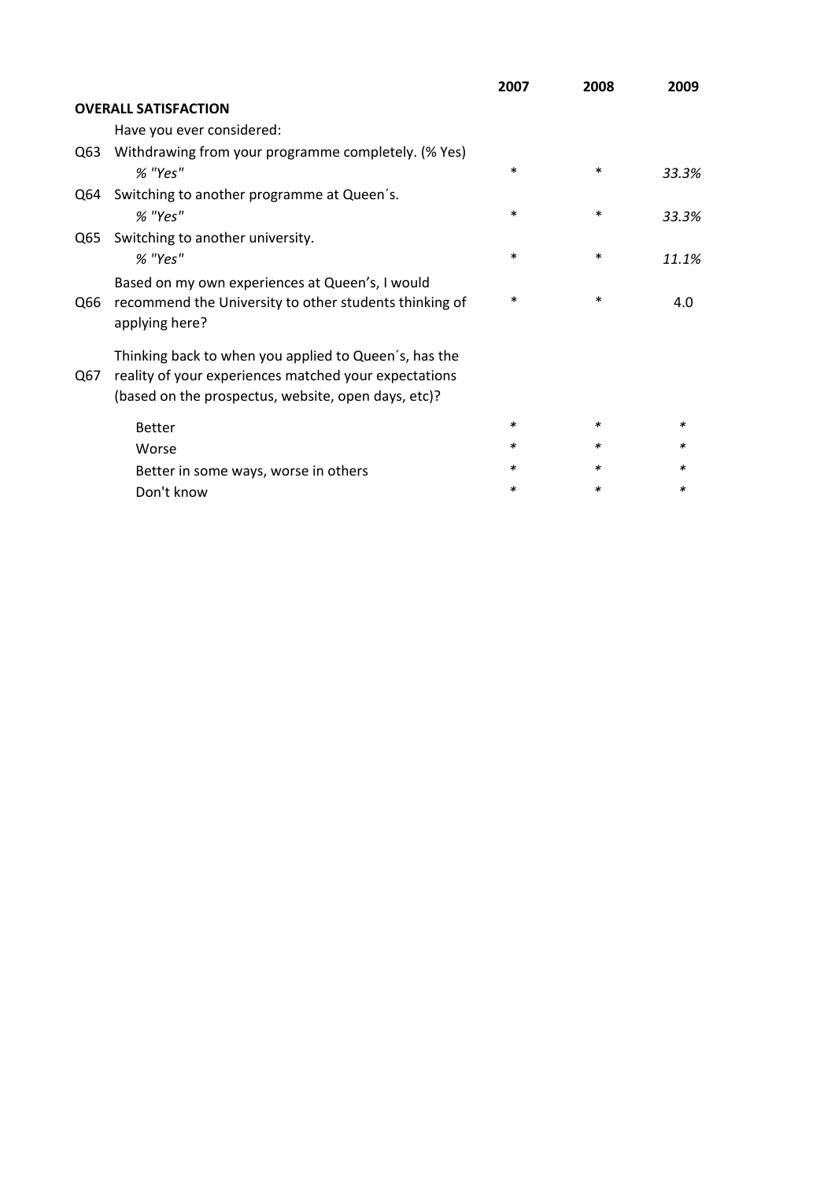| | | 2007 | 2008 | 2009 |
|---|---|---|---|---|
| **OVERALL SATISFACTION** | | | | |
| | Have you ever considered: | | | |
| Q63 | Withdrawing from your programme completely. (% Yes) | | | |
| | *% "Yes"* | * | * | *33.3%* |
| Q64 | Switching to another programme at Queen´s. | | | |
| | *% "Yes"* | * | * | *33.3%* |
| Q65 | Switching to another university. | | | |
| | *% "Yes"* | * | * | *11.1%* |
| Q66 | Based on my own experiences at Queen's, I would recommend the University to other students thinking of applying here? | * | * | 4.0 |
| Q67 | Thinking back to when you applied to Queen´s, has the reality of your experiences matched your expectations (based on the prospectus, website, open days, etc)? | | | |
| | Better | * | * | * |
| | Worse | * | * | * |
| | Better in some ways, worse in others | * | * | * |
| | Don't know | * | * | * |